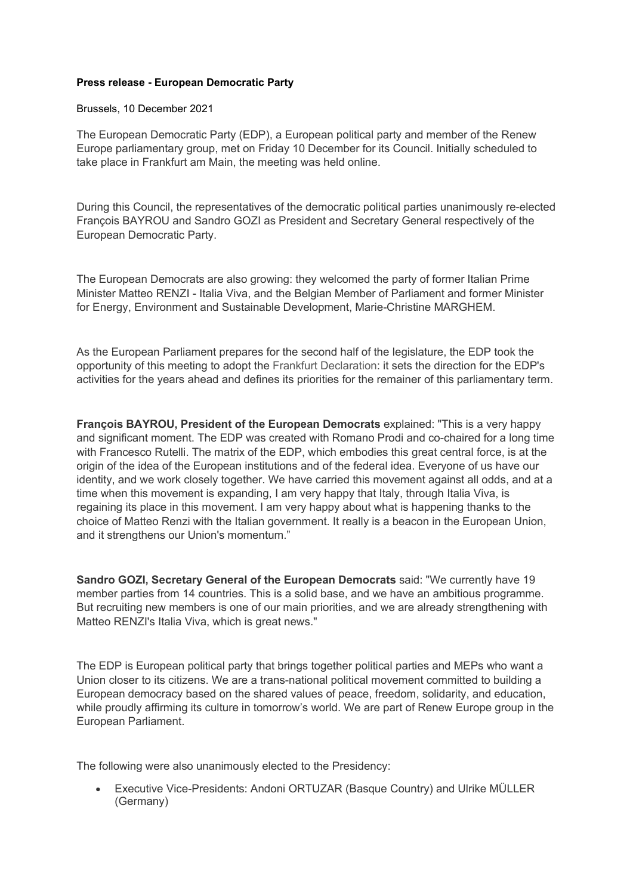**Press release - European Democratic Party**

Brussels, 10 December 2021

The European Democratic Party (EDP), a European political party and member of the Renew Europe parliamentary group, met on Friday 10 December for its Council. Initially scheduled to take place in Frankfurt am Main, the meeting was held online.

During this Council, the representatives of the democratic political parties unanimously re-elected François BAYROU and Sandro GOZI as President and Secretary General respectively of the European Democratic Party.

The European Democrats are also growing: they welcomed the party of former Italian Prime Minister Matteo RENZI - Italia Viva, and the Belgian Member of Parliament and former Minister for Energy, Environment and Sustainable Development, Marie-Christine MARGHEM.

As the European Parliament prepares for the second half of the legislature, the EDP took the opportunity of this meeting to adopt the Frankfurt Declaration: it sets the direction for the EDP's activities for the years ahead and defines its priorities for the remainer of this parliamentary term.

**François BAYROU, President of the European Democrats** explained: "This is a very happy and significant moment. The EDP was created with Romano Prodi and co-chaired for a long time with Francesco Rutelli. The matrix of the EDP, which embodies this great central force, is at the origin of the idea of the European institutions and of the federal idea. Everyone of us have our identity, and we work closely together. We have carried this movement against all odds, and at a time when this movement is expanding, I am very happy that Italy, through Italia Viva, is regaining its place in this movement. I am very happy about what is happening thanks to the choice of Matteo Renzi with the Italian government. It really is a beacon in the European Union, and it strengthens our Union's momentum."

**Sandro GOZI, Secretary General of the European Democrats** said: "We currently have 19 member parties from 14 countries. This is a solid base, and we have an ambitious programme. But recruiting new members is one of our main priorities, and we are already strengthening with Matteo RENZI's Italia Viva, which is great news."

The EDP is European political party that brings together political parties and MEPs who want a Union closer to its citizens. We are a trans-national political movement committed to building a European democracy based on the shared values of peace, freedom, solidarity, and education, while proudly affirming its culture in tomorrow's world. We are part of Renew Europe group in the European Parliament.

The following were also unanimously elected to the Presidency:

- Executive Vice-Presidents: Andoni ORTUZAR (Basque Country) and Ulrike MÜLLER (Germany)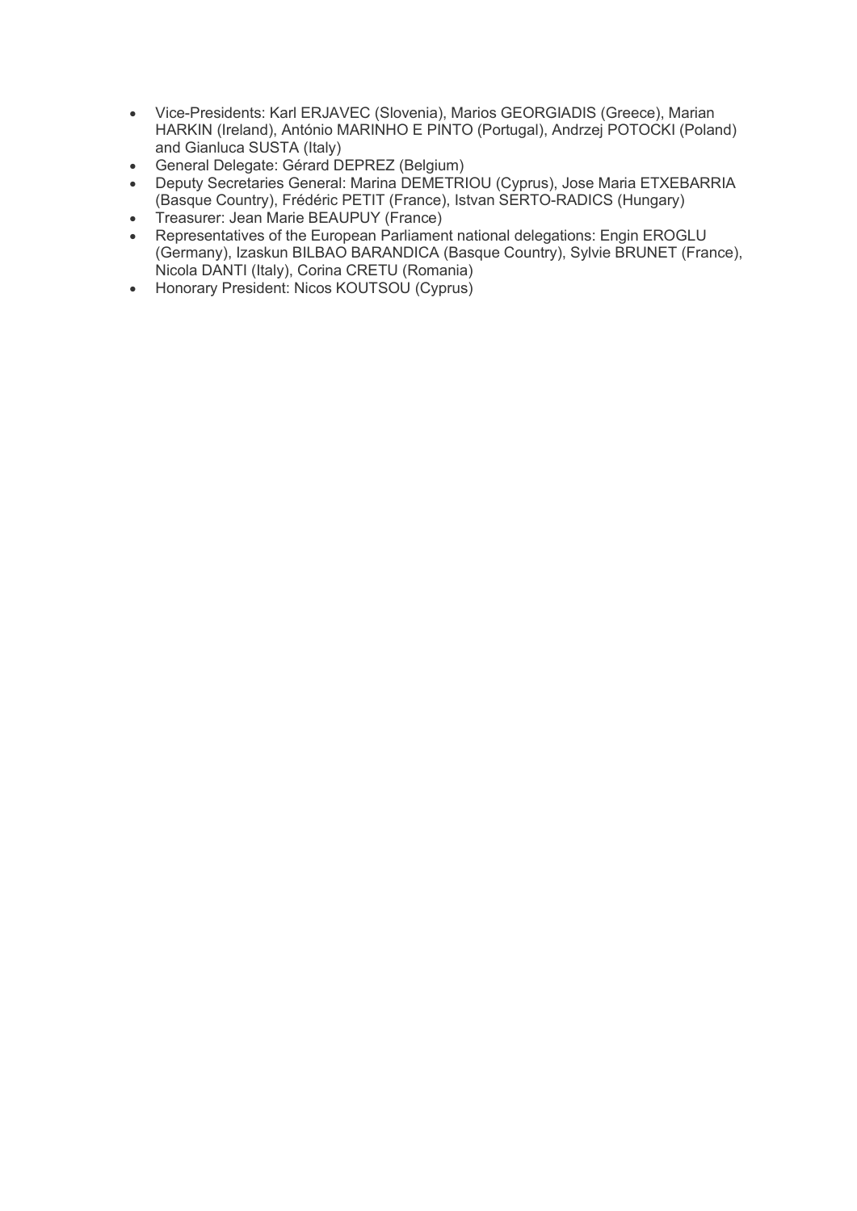- Vice-Presidents: Karl ERJAVEC (Slovenia), Marios GEORGIADIS (Greece), Marian HARKIN (Ireland), António MARINHO E PINTO (Portugal), Andrzej POTOCKI (Poland) and Gianluca SUSTA (Italy)
- General Delegate: Gérard DEPREZ (Belgium)
- Deputy Secretaries General: Marina DEMETRIOU (Cyprus), Jose Maria ETXEBARRIA (Basque Country), Frédéric PETIT (France), Istvan SERTO-RADICS (Hungary)
- Treasurer: Jean Marie BEAUPUY (France)
- Representatives of the European Parliament national delegations: Engin EROGLU (Germany), Izaskun BILBAO BARANDICA (Basque Country), Sylvie BRUNET (France), Nicola DANTI (Italy), Corina CRETU (Romania)
- Honorary President: Nicos KOUTSOU (Cyprus)